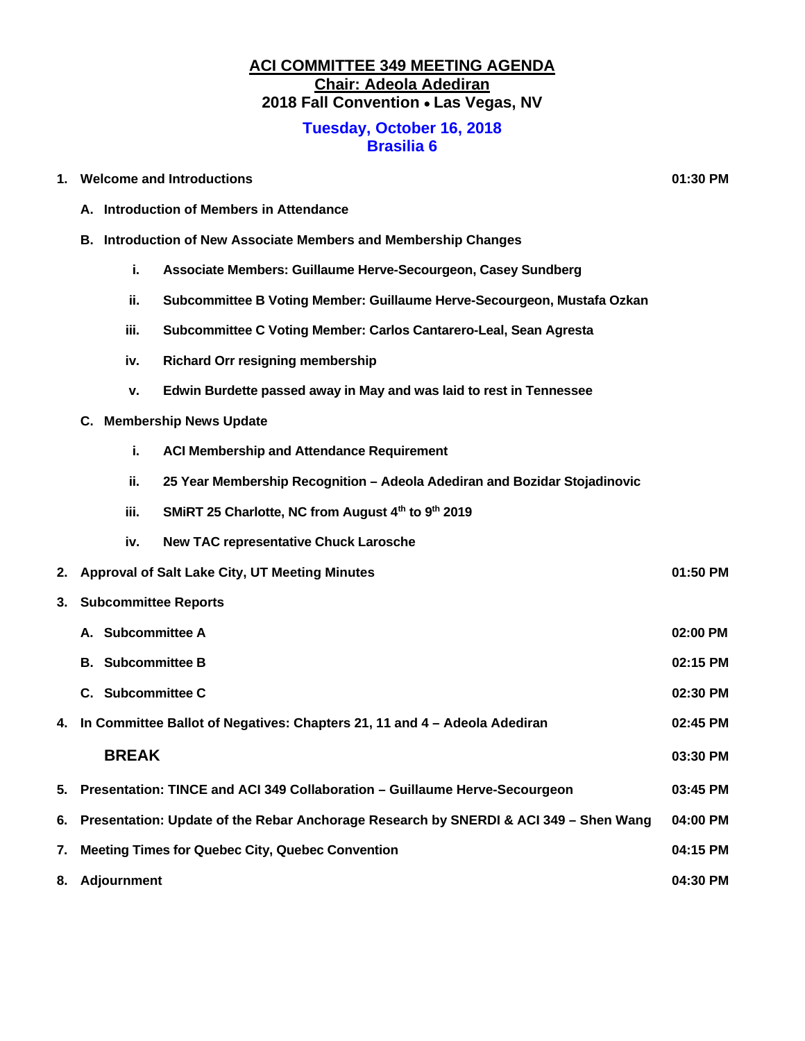# ACI COMMITTEE 349 MEETING AGENDA

## Chair: Adeola Adediran

## 2018 Fall Convention • Las Vegas, NV

### Tuesday, October 16, 2018
### Brasilia 6

| | | Time |
|---|---|---|
| **1.** | **Welcome and Introductions** | **01:30 PM** |
| | **A. Introduction of Members in Attendance** | |
| | **B. Introduction of New Associate Members and Membership Changes** | |
| | **i. Associate Members: Guillaume Herve-Secourgeon, Casey Sundberg** | |
| | **ii. Subcommittee B Voting Member: Guillaume Herve-Secourgeon, Mustafa Ozkan** | |
| | **iii. Subcommittee C Voting Member: Carlos Cantarero-Leal, Sean Agresta** | |
| | **iv. Richard Orr resigning membership** | |
| | **v. Edwin Burdette passed away in May and was laid to rest in Tennessee** | |
| | **C. Membership News Update** | |
| | **i. ACI Membership and Attendance Requirement** | |
| | **ii. 25 Year Membership Recognition – Adeola Adediran and Bozidar Stojadinovic** | |
| | **iii. SMiRT 25 Charlotte, NC from August 4th to 9th 2019** | |
| | **iv. New TAC representative Chuck Larosche** | |
| **2.** | **Approval of Salt Lake City, UT Meeting Minutes** | **01:50 PM** |
| **3.** | **Subcommittee Reports** | |
| | **A. Subcommittee A** | **02:00 PM** |
| | **B. Subcommittee B** | **02:15 PM** |
| | **C. Subcommittee C** | **02:30 PM** |
| **4.** | **In Committee Ballot of Negatives: Chapters 21, 11 and 4 – Adeola Adediran** | **02:45 PM** |
| | **BREAK** | **03:30 PM** |
| **5.** | **Presentation: TINCE and ACI 349 Collaboration – Guillaume Herve-Secourgeon** | **03:45 PM** |
| **6.** | **Presentation: Update of the Rebar Anchorage Research by SNERDI & ACI 349 – Shen Wang** | **04:00 PM** |
| **7.** | **Meeting Times for Quebec City, Quebec Convention** | **04:15 PM** |
| **8.** | **Adjournment** | **04:30 PM** |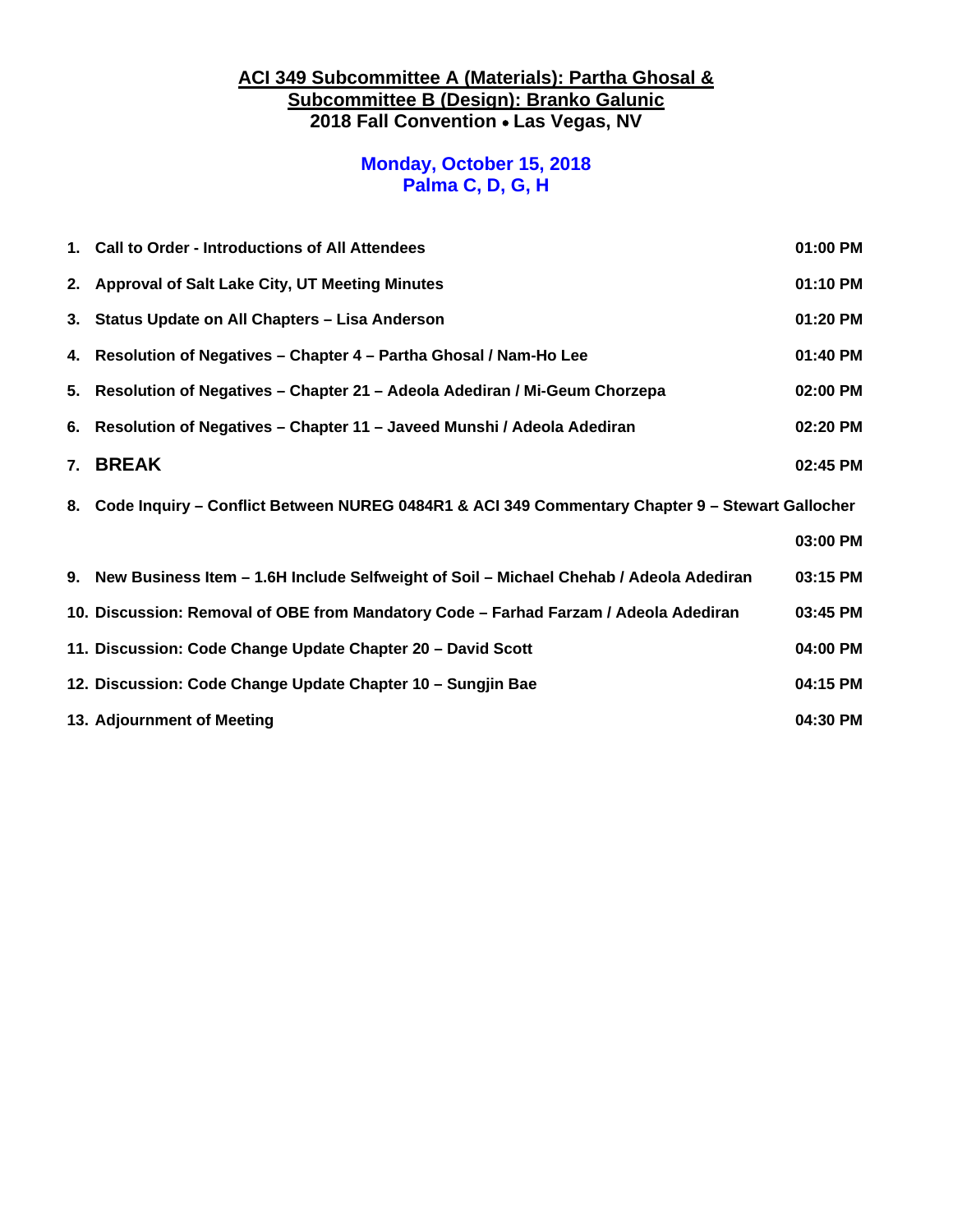## ACI 349 Subcommittee A (Materials): Partha Ghosal & Subcommittee B (Design): Branko Galunic

**2018 Fall Convention • Las Vegas, NV**

### Monday, October 15, 2018
### Palma C, D, G, H

| | Agenda Item | Time |
|---|---|---|
| 1. | **Call to Order - Introductions of All Attendees** | **01:00 PM** |
| 2. | **Approval of Salt Lake City, UT Meeting Minutes** | **01:10 PM** |
| 3. | **Status Update on All Chapters – Lisa Anderson** | **01:20 PM** |
| 4. | **Resolution of Negatives – Chapter 4 – Partha Ghosal / Nam-Ho Lee** | **01:40 PM** |
| 5. | **Resolution of Negatives – Chapter 21 – Adeola Adediran / Mi-Geum Chorzepa** | **02:00 PM** |
| 6. | **Resolution of Negatives – Chapter 11 – Javeed Munshi / Adeola Adediran** | **02:20 PM** |
| 7. | **BREAK** | **02:45 PM** |
| 8. | **Code Inquiry – Conflict Between NUREG 0484R1 & ACI 349 Commentary Chapter 9 – Stewart Gallocher** | **03:00 PM** |
| 9. | **New Business Item – 1.6H Include Selfweight of Soil – Michael Chehab / Adeola Adediran** | **03:15 PM** |
| 10. | **Discussion: Removal of OBE from Mandatory Code – Farhad Farzam / Adeola Adediran** | **03:45 PM** |
| 11. | **Discussion: Code Change Update Chapter 20 – David Scott** | **04:00 PM** |
| 12. | **Discussion: Code Change Update Chapter 10 – Sungjin Bae** | **04:15 PM** |
| 13. | **Adjournment of Meeting** | **04:30 PM** |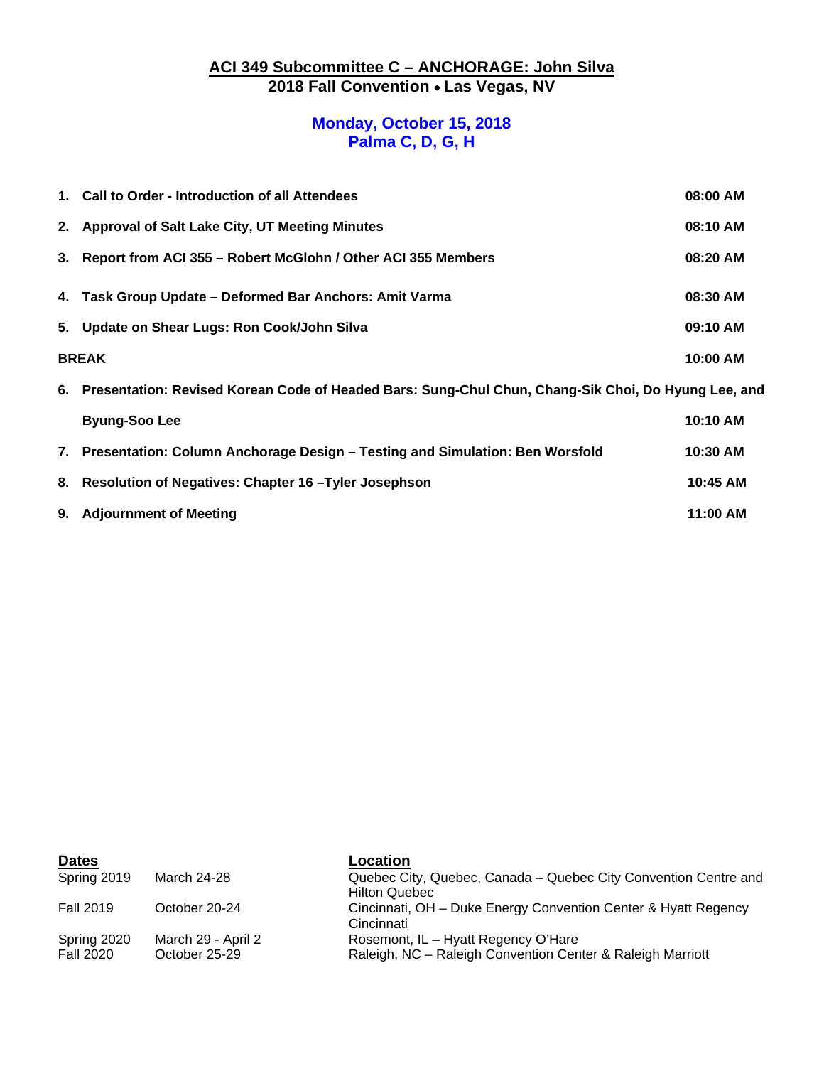## ACI 349 Subcommittee C – ANCHORAGE: John Silva

**2018 Fall Convention • Las Vegas, NV**

**Monday, October 15, 2018**
**Palma C, D, G, H**

| | | |
|---|---|---|
| **1.** | **Call to Order - Introduction of all Attendees** | **08:00 AM** |
| **2.** | **Approval of Salt Lake City, UT Meeting Minutes** | **08:10 AM** |
| **3.** | **Report from ACI 355 – Robert McGlohn / Other ACI 355 Members** | **08:20 AM** |
| **4.** | **Task Group Update – Deformed Bar Anchors: Amit Varma** | **08:30 AM** |
| **5.** | **Update on Shear Lugs: Ron Cook/John Silva** | **09:10 AM** |
| **BREAK** | | **10:00 AM** |
| **6.** | **Presentation: Revised Korean Code of Headed Bars: Sung-Chul Chun, Chang-Sik Choi, Do Hyung Lee, and Byung-Soo Lee** | **10:10 AM** |
| **7.** | **Presentation: Column Anchorage Design – Testing and Simulation: Ben Worsfold** | **10:30 AM** |
| **8.** | **Resolution of Negatives: Chapter 16 –Tyler Josephson** | **10:45 AM** |
| **9.** | **Adjournment of Meeting** | **11:00 AM** |

| **Dates** | | **Location** |
|---|---|---|
| Spring 2019 | March 24-28 | Quebec City, Quebec, Canada – Quebec City Convention Centre and Hilton Quebec |
| Fall 2019 | October 20-24 | Cincinnati, OH – Duke Energy Convention Center & Hyatt Regency Cincinnati |
| Spring 2020 | March 29 - April 2 | Rosemont, IL – Hyatt Regency O'Hare |
| Fall 2020 | October 25-29 | Raleigh, NC – Raleigh Convention Center & Raleigh Marriott |